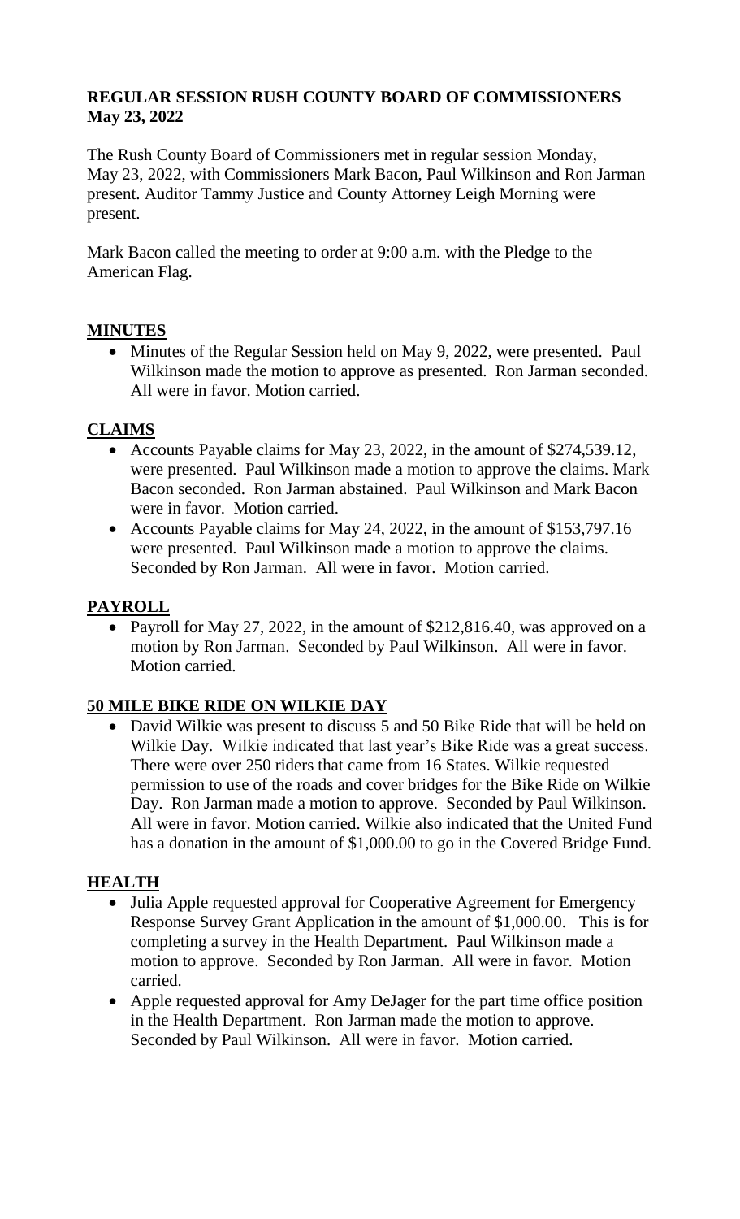# REGULAR SESSION RUSH COUNTY BOARD OF COMMISSIONERS
# May 23, 2022

The Rush County Board of Commissioners met in regular session Monday, May 23, 2022, with Commissioners Mark Bacon, Paul Wilkinson and Ron Jarman present. Auditor Tammy Justice and County Attorney Leigh Morning were present.

Mark Bacon called the meeting to order at 9:00 a.m. with the Pledge to the American Flag.

## MINUTES

- Minutes of the Regular Session held on May 9, 2022, were presented. Paul Wilkinson made the motion to approve as presented. Ron Jarman seconded. All were in favor. Motion carried.

## CLAIMS

- Accounts Payable claims for May 23, 2022, in the amount of $274,539.12, were presented. Paul Wilkinson made a motion to approve the claims. Mark Bacon seconded. Ron Jarman abstained. Paul Wilkinson and Mark Bacon were in favor. Motion carried.
- Accounts Payable claims for May 24, 2022, in the amount of $153,797.16 were presented. Paul Wilkinson made a motion to approve the claims. Seconded by Ron Jarman. All were in favor. Motion carried.

## PAYROLL

- Payroll for May 27, 2022, in the amount of $212,816.40, was approved on a motion by Ron Jarman. Seconded by Paul Wilkinson. All were in favor. Motion carried.

## 50 MILE BIKE RIDE ON WILKIE DAY

- David Wilkie was present to discuss 5 and 50 Bike Ride that will be held on Wilkie Day. Wilkie indicated that last year's Bike Ride was a great success. There were over 250 riders that came from 16 States. Wilkie requested permission to use of the roads and cover bridges for the Bike Ride on Wilkie Day. Ron Jarman made a motion to approve. Seconded by Paul Wilkinson. All were in favor. Motion carried. Wilkie also indicated that the United Fund has a donation in the amount of $1,000.00 to go in the Covered Bridge Fund.

## HEALTH

- Julia Apple requested approval for Cooperative Agreement for Emergency Response Survey Grant Application in the amount of $1,000.00. This is for completing a survey in the Health Department. Paul Wilkinson made a motion to approve. Seconded by Ron Jarman. All were in favor. Motion carried.
- Apple requested approval for Amy DeJager for the part time office position in the Health Department. Ron Jarman made the motion to approve. Seconded by Paul Wilkinson. All were in favor. Motion carried.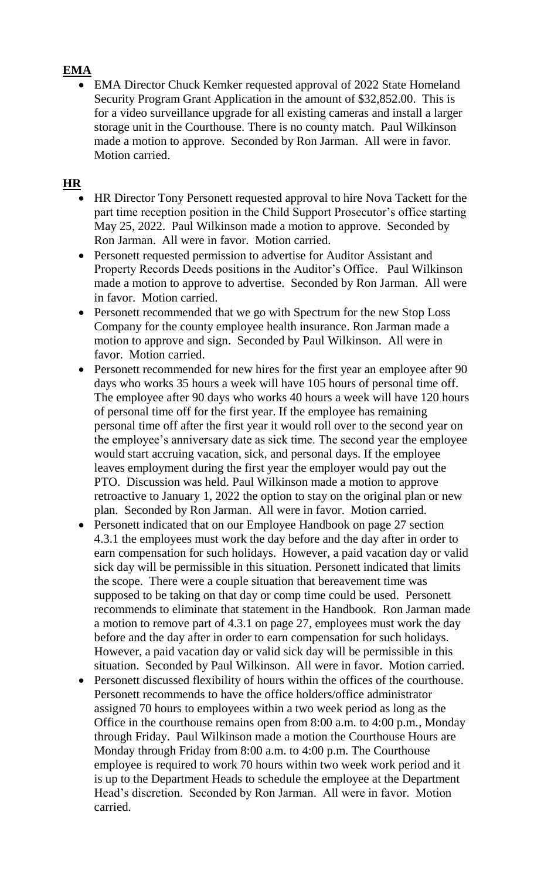## EMA

- EMA Director Chuck Kemker requested approval of 2022 State Homeland Security Program Grant Application in the amount of $32,852.00. This is for a video surveillance upgrade for all existing cameras and install a larger storage unit in the Courthouse. There is no county match. Paul Wilkinson made a motion to approve. Seconded by Ron Jarman. All were in favor. Motion carried.

## HR

- HR Director Tony Personett requested approval to hire Nova Tackett for the part time reception position in the Child Support Prosecutor's office starting May 25, 2022. Paul Wilkinson made a motion to approve. Seconded by Ron Jarman. All were in favor. Motion carried.
- Personett requested permission to advertise for Auditor Assistant and Property Records Deeds positions in the Auditor's Office. Paul Wilkinson made a motion to approve to advertise. Seconded by Ron Jarman. All were in favor. Motion carried.
- Personett recommended that we go with Spectrum for the new Stop Loss Company for the county employee health insurance. Ron Jarman made a motion to approve and sign. Seconded by Paul Wilkinson. All were in favor. Motion carried.
- Personett recommended for new hires for the first year an employee after 90 days who works 35 hours a week will have 105 hours of personal time off. The employee after 90 days who works 40 hours a week will have 120 hours of personal time off for the first year. If the employee has remaining personal time off after the first year it would roll over to the second year on the employee's anniversary date as sick time. The second year the employee would start accruing vacation, sick, and personal days. If the employee leaves employment during the first year the employer would pay out the PTO. Discussion was held. Paul Wilkinson made a motion to approve retroactive to January 1, 2022 the option to stay on the original plan or new plan. Seconded by Ron Jarman. All were in favor. Motion carried.
- Personett indicated that on our Employee Handbook on page 27 section 4.3.1 the employees must work the day before and the day after in order to earn compensation for such holidays. However, a paid vacation day or valid sick day will be permissible in this situation. Personett indicated that limits the scope. There were a couple situation that bereavement time was supposed to be taking on that day or comp time could be used. Personett recommends to eliminate that statement in the Handbook. Ron Jarman made a motion to remove part of 4.3.1 on page 27, employees must work the day before and the day after in order to earn compensation for such holidays. However, a paid vacation day or valid sick day will be permissible in this situation. Seconded by Paul Wilkinson. All were in favor. Motion carried.
- Personett discussed flexibility of hours within the offices of the courthouse. Personett recommends to have the office holders/office administrator assigned 70 hours to employees within a two week period as long as the Office in the courthouse remains open from 8:00 a.m. to 4:00 p.m., Monday through Friday. Paul Wilkinson made a motion the Courthouse Hours are Monday through Friday from 8:00 a.m. to 4:00 p.m. The Courthouse employee is required to work 70 hours within two week work period and it is up to the Department Heads to schedule the employee at the Department Head's discretion. Seconded by Ron Jarman. All were in favor. Motion carried.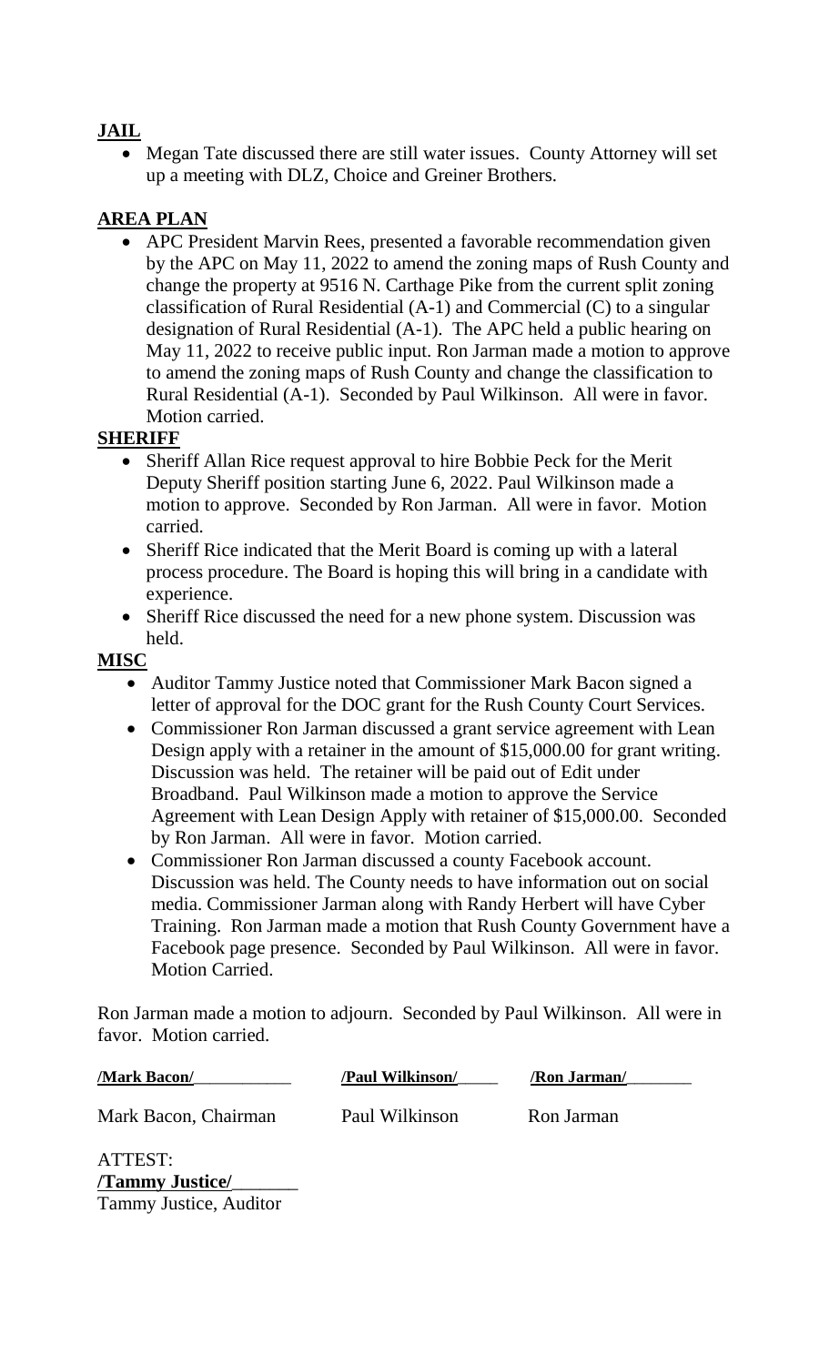**JAIL**

- Megan Tate discussed there are still water issues. County Attorney will set up a meeting with DLZ, Choice and Greiner Brothers.

**AREA PLAN**

- APC President Marvin Rees, presented a favorable recommendation given by the APC on May 11, 2022 to amend the zoning maps of Rush County and change the property at 9516 N. Carthage Pike from the current split zoning classification of Rural Residential (A-1) and Commercial (C) to a singular designation of Rural Residential (A-1). The APC held a public hearing on May 11, 2022 to receive public input. Ron Jarman made a motion to approve to amend the zoning maps of Rush County and change the classification to Rural Residential (A-1). Seconded by Paul Wilkinson. All were in favor. Motion carried.

**SHERIFF**

- Sheriff Allan Rice request approval to hire Bobbie Peck for the Merit Deputy Sheriff position starting June 6, 2022. Paul Wilkinson made a motion to approve. Seconded by Ron Jarman. All were in favor. Motion carried.
- Sheriff Rice indicated that the Merit Board is coming up with a lateral process procedure. The Board is hoping this will bring in a candidate with experience.
- Sheriff Rice discussed the need for a new phone system. Discussion was held.

**MISC**

- Auditor Tammy Justice noted that Commissioner Mark Bacon signed a letter of approval for the DOC grant for the Rush County Court Services.
- Commissioner Ron Jarman discussed a grant service agreement with Lean Design apply with a retainer in the amount of $15,000.00 for grant writing. Discussion was held. The retainer will be paid out of Edit under Broadband. Paul Wilkinson made a motion to approve the Service Agreement with Lean Design Apply with retainer of $15,000.00. Seconded by Ron Jarman. All were in favor. Motion carried.
- Commissioner Ron Jarman discussed a county Facebook account. Discussion was held. The County needs to have information out on social media. Commissioner Jarman along with Randy Herbert will have Cyber Training. Ron Jarman made a motion that Rush County Government have a Facebook page presence. Seconded by Paul Wilkinson. All were in favor. Motion Carried.

Ron Jarman made a motion to adjourn. Seconded by Paul Wilkinson. All were in favor. Motion carried.

| | | |
|---|---|---|
| **/Mark Bacon/** | **/Paul Wilkinson/** | **/Ron Jarman/** |
| Mark Bacon, Chairman | Paul Wilkinson | Ron Jarman |

ATTEST:
**/Tammy Justice/**
Tammy Justice, Auditor